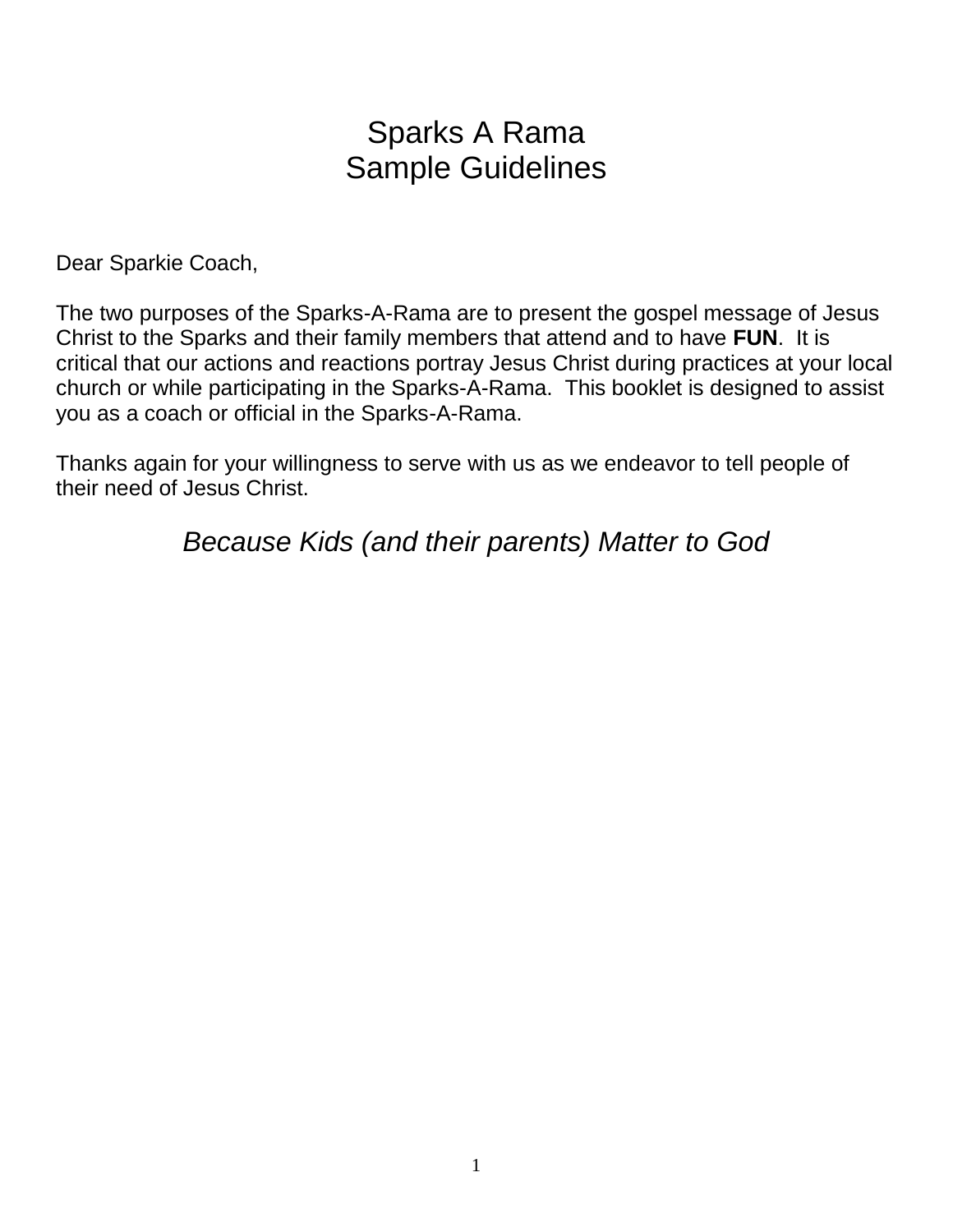# Sparks A Rama
# Sample Guidelines

Dear Sparkie Coach,

The two purposes of the Sparks-A-Rama are to present the gospel message of Jesus Christ to the Sparks and their family members that attend and to have **FUN**. It is critical that our actions and reactions portray Jesus Christ during practices at your local church or while participating in the Sparks-A-Rama. This booklet is designed to assist you as a coach or official in the Sparks-A-Rama.

Thanks again for your willingness to serve with us as we endeavor to tell people of their need of Jesus Christ.

*Because Kids (and their parents) Matter to God*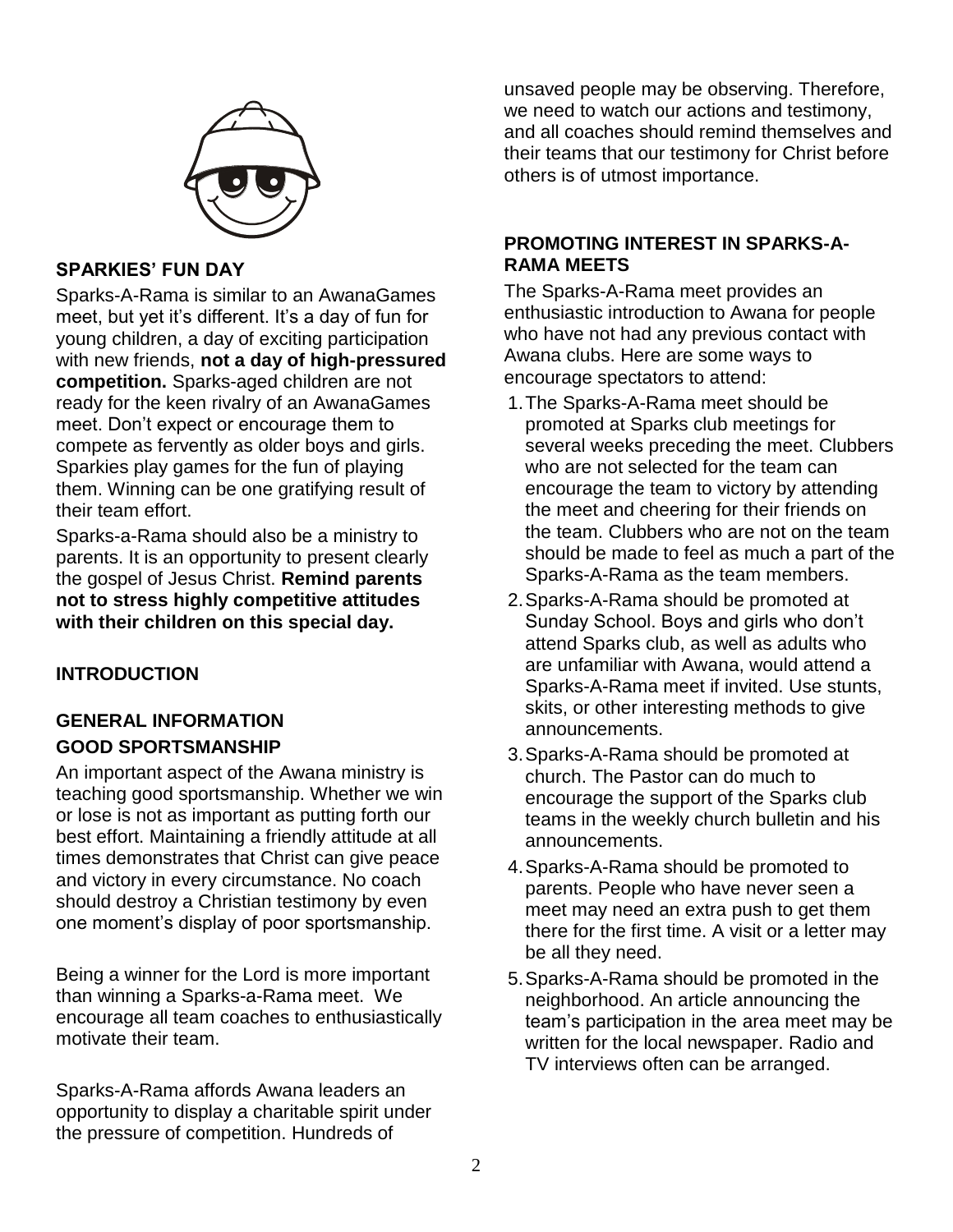## SPARKIES' FUN DAY

Sparks-A-Rama is similar to an AwanaGames meet, but yet it's different. It's a day of fun for young children, a day of exciting participation with new friends, **not a day of high-pressured competition.** Sparks-aged children are not ready for the keen rivalry of an AwanaGames meet. Don't expect or encourage them to compete as fervently as older boys and girls. Sparkies play games for the fun of playing them. Winning can be one gratifying result of their team effort.

Sparks-a-Rama should also be a ministry to parents. It is an opportunity to present clearly the gospel of Jesus Christ. **Remind parents not to stress highly competitive attitudes with their children on this special day.**

## INTRODUCTION

## GENERAL INFORMATION

### GOOD SPORTSMANSHIP

An important aspect of the Awana ministry is teaching good sportsmanship. Whether we win or lose is not as important as putting forth our best effort. Maintaining a friendly attitude at all times demonstrates that Christ can give peace and victory in every circumstance. No coach should destroy a Christian testimony by even one moment's display of poor sportsmanship.

Being a winner for the Lord is more important than winning a Sparks-a-Rama meet. We encourage all team coaches to enthusiastically motivate their team.

Sparks-A-Rama affords Awana leaders an opportunity to display a charitable spirit under the pressure of competition. Hundreds of unsaved people may be observing. Therefore, we need to watch our actions and testimony, and all coaches should remind themselves and their teams that our testimony for Christ before others is of utmost importance.

### PROMOTING INTEREST IN SPARKS-A-RAMA MEETS

The Sparks-A-Rama meet provides an enthusiastic introduction to Awana for people who have not had any previous contact with Awana clubs. Here are some ways to encourage spectators to attend:

1. The Sparks-A-Rama meet should be promoted at Sparks club meetings for several weeks preceding the meet. Clubbers who are not selected for the team can encourage the team to victory by attending the meet and cheering for their friends on the team. Clubbers who are not on the team should be made to feel as much a part of the Sparks-A-Rama as the team members.
2. Sparks-A-Rama should be promoted at Sunday School. Boys and girls who don't attend Sparks club, as well as adults who are unfamiliar with Awana, would attend a Sparks-A-Rama meet if invited. Use stunts, skits, or other interesting methods to give announcements.
3. Sparks-A-Rama should be promoted at church. The Pastor can do much to encourage the support of the Sparks club teams in the weekly church bulletin and his announcements.
4. Sparks-A-Rama should be promoted to parents. People who have never seen a meet may need an extra push to get them there for the first time. A visit or a letter may be all they need.
5. Sparks-A-Rama should be promoted in the neighborhood. An article announcing the team's participation in the area meet may be written for the local newspaper. Radio and TV interviews often can be arranged.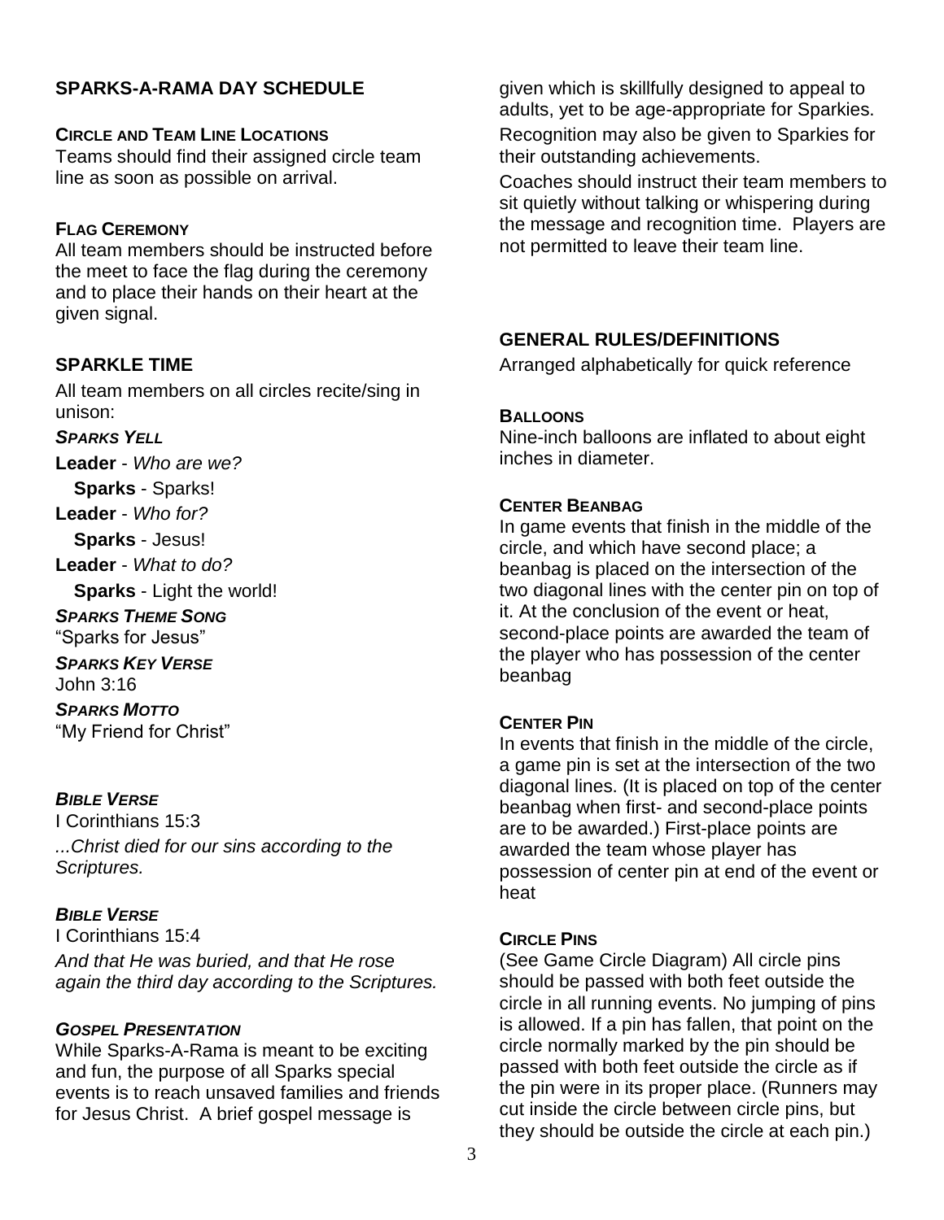## SPARKS-A-RAMA DAY SCHEDULE

### Circle and Team Line Locations

Teams should find their assigned circle team line as soon as possible on arrival.

### Flag Ceremony

All team members should be instructed before the meet to face the flag during the ceremony and to place their hands on their heart at the given signal.

## SPARKLE TIME

All team members on all circles recite/sing in unison:

***Sparks Yell***

**Leader** - *Who are we?*

**Sparks** - Sparks!

**Leader** - *Who for?*

**Sparks** - Jesus!

**Leader** - *What to do?*

**Sparks** - Light the world!

***Sparks Theme Song***

"Sparks for Jesus"

***Sparks Key Verse***

John 3:16

***Sparks Motto***

"My Friend for Christ"

***Bible Verse***

I Corinthians 15:3

*...Christ died for our sins according to the Scriptures.*

***Bible Verse***

I Corinthians 15:4

*And that He was buried, and that He rose again the third day according to the Scriptures.*

***Gospel Presentation***

While Sparks-A-Rama is meant to be exciting and fun, the purpose of all Sparks special events is to reach unsaved families and friends for Jesus Christ. A brief gospel message is given which is skillfully designed to appeal to adults, yet to be age-appropriate for Sparkies.

Recognition may also be given to Sparkies for their outstanding achievements.

Coaches should instruct their team members to sit quietly without talking or whispering during the message and recognition time. Players are not permitted to leave their team line.

## GENERAL RULES/DEFINITIONS

Arranged alphabetically for quick reference

### Balloons

Nine-inch balloons are inflated to about eight inches in diameter.

### Center Beanbag

In game events that finish in the middle of the circle, and which have second place; a beanbag is placed on the intersection of the two diagonal lines with the center pin on top of it. At the conclusion of the event or heat, second-place points are awarded the team of the player who has possession of the center beanbag

### Center Pin

In events that finish in the middle of the circle, a game pin is set at the intersection of the two diagonal lines. (It is placed on top of the center beanbag when first- and second-place points are to be awarded.) First-place points are awarded the team whose player has possession of center pin at end of the event or heat

### Circle Pins

(See Game Circle Diagram) All circle pins should be passed with both feet outside the circle in all running events. No jumping of pins is allowed. If a pin has fallen, that point on the circle normally marked by the pin should be passed with both feet outside the circle as if the pin were in its proper place. (Runners may cut inside the circle between circle pins, but they should be outside the circle at each pin.)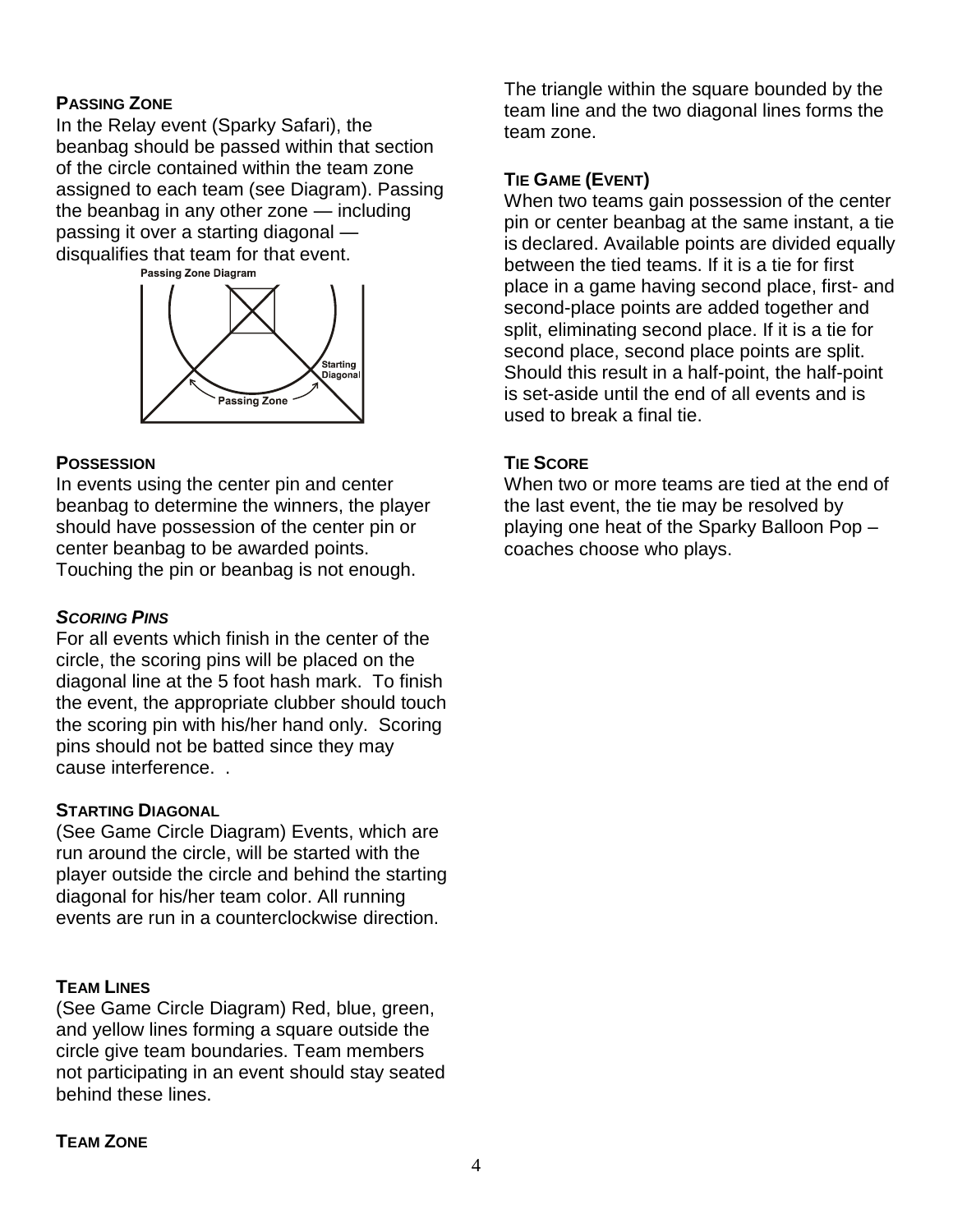**PASSING ZONE**

In the Relay event (Sparky Safari), the beanbag should be passed within that section of the circle contained within the team zone assigned to each team (see Diagram). Passing the beanbag in any other zone — including passing it over a starting diagonal — disqualifies that team for that event.

Passing Zone Diagram

**POSSESSION**

In events using the center pin and center beanbag to determine the winners, the player should have possession of the center pin or center beanbag to be awarded points. Touching the pin or beanbag is not enough.

***SCORING PINS***

For all events which finish in the center of the circle, the scoring pins will be placed on the diagonal line at the 5 foot hash mark. To finish the event, the appropriate clubber should touch the scoring pin with his/her hand only. Scoring pins should not be batted since they may cause interference. .

**STARTING DIAGONAL**

(See Game Circle Diagram) Events, which are run around the circle, will be started with the player outside the circle and behind the starting diagonal for his/her team color. All running events are run in a counterclockwise direction.

**TEAM LINES**

(See Game Circle Diagram) Red, blue, green, and yellow lines forming a square outside the circle give team boundaries. Team members not participating in an event should stay seated behind these lines.

**TEAM ZONE**

The triangle within the square bounded by the team line and the two diagonal lines forms the team zone.

**TIE GAME (EVENT)**

When two teams gain possession of the center pin or center beanbag at the same instant, a tie is declared. Available points are divided equally between the tied teams. If it is a tie for first place in a game having second place, first- and second-place points are added together and split, eliminating second place. If it is a tie for second place, second place points are split. Should this result in a half-point, the half-point is set-aside until the end of all events and is used to break a final tie.

**TIE SCORE**

When two or more teams are tied at the end of the last event, the tie may be resolved by playing one heat of the Sparky Balloon Pop – coaches choose who plays.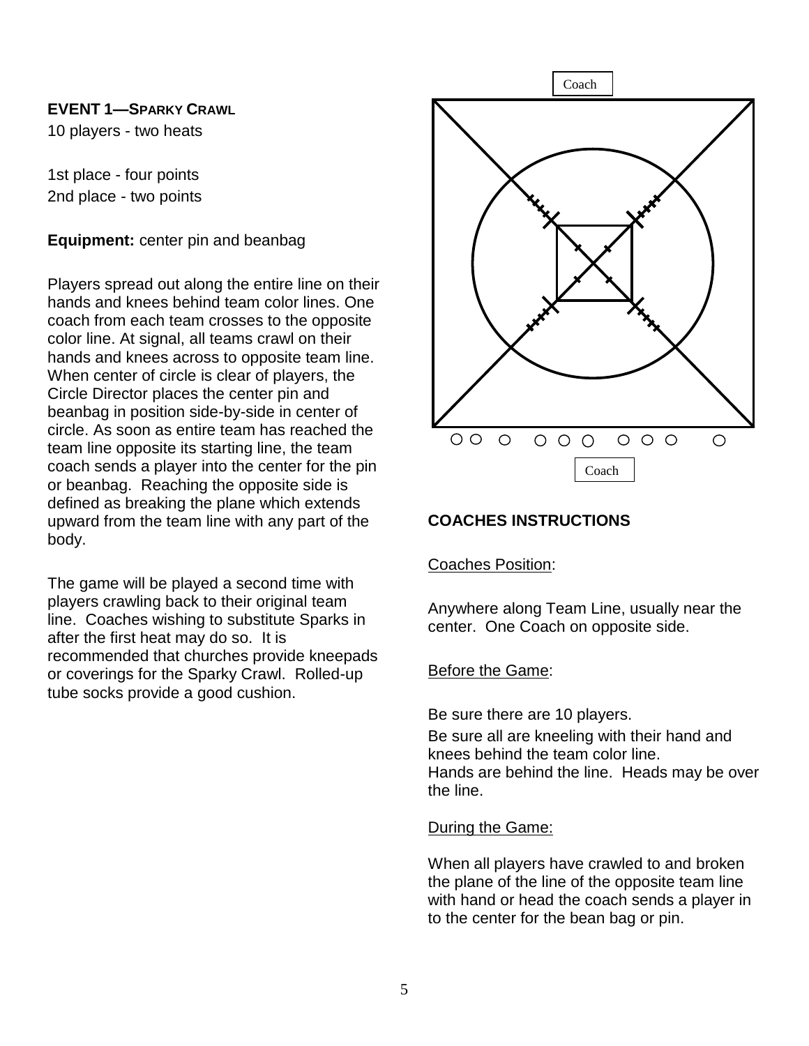### EVENT 1—SPARKY CRAWL

10 players - two heats

1st place - four points
2nd place - two points

**Equipment:** center pin and beanbag

Players spread out along the entire line on their hands and knees behind team color lines. One coach from each team crosses to the opposite color line. At signal, all teams crawl on their hands and knees across to opposite team line. When center of circle is clear of players, the Circle Director places the center pin and beanbag in position side-by-side in center of circle. As soon as entire team has reached the team line opposite its starting line, the team coach sends a player into the center for the pin or beanbag. Reaching the opposite side is defined as breaking the plane which extends upward from the team line with any part of the body.

The game will be played a second time with players crawling back to their original team line. Coaches wishing to substitute Sparks in after the first heat may do so. It is recommended that churches provide kneepads or coverings for the Sparky Crawl. Rolled-up tube socks provide a good cushion.

Coach

Coach

### COACHES INSTRUCTIONS

Coaches Position:

Anywhere along Team Line, usually near the center. One Coach on opposite side.

Before the Game:

Be sure there are 10 players.

Be sure all are kneeling with their hand and knees behind the team color line.
Hands are behind the line. Heads may be over the line.

During the Game:

When all players have crawled to and broken the plane of the line of the opposite team line with hand or head the coach sends a player in to the center for the bean bag or pin.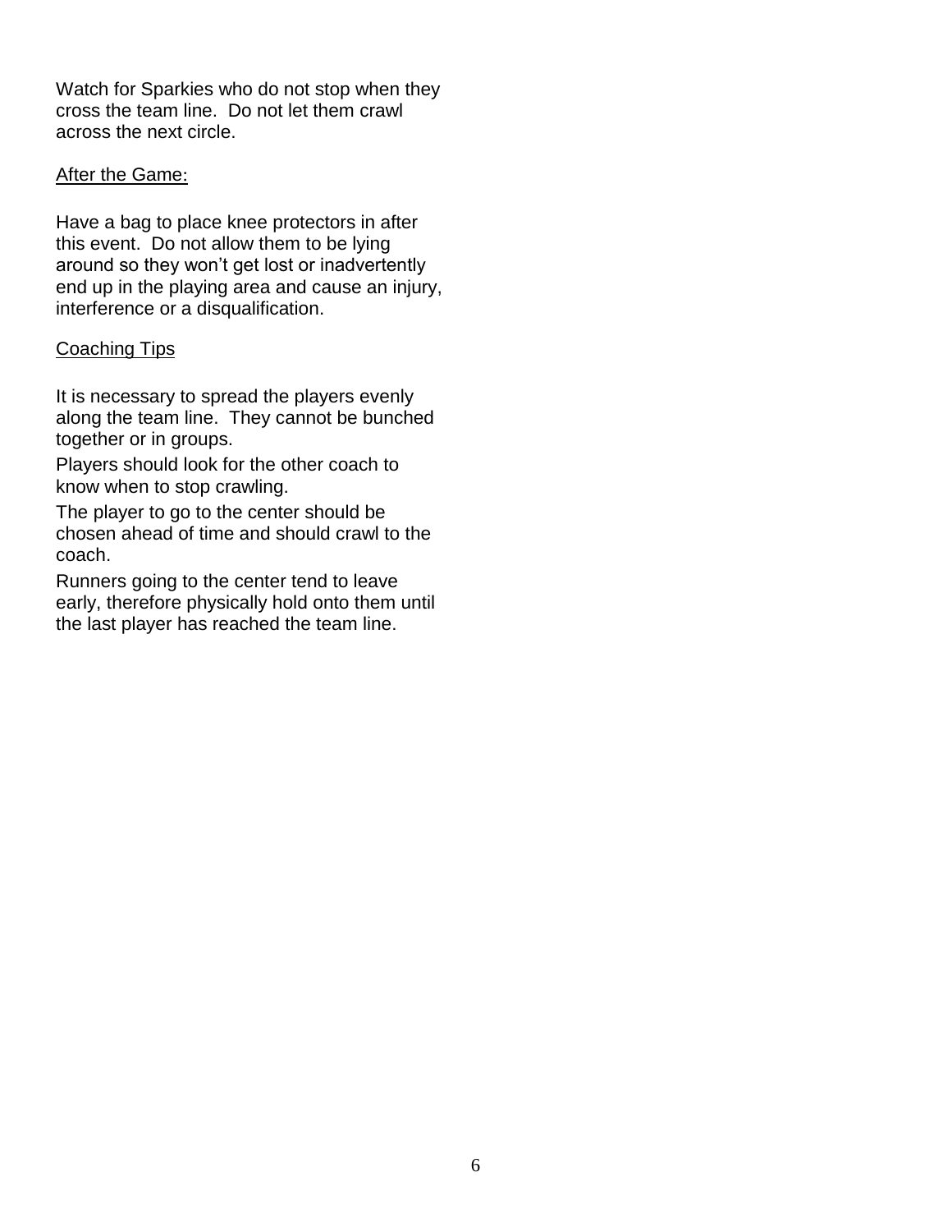Watch for Sparkies who do not stop when they cross the team line. Do not let them crawl across the next circle.

## After the Game:

Have a bag to place knee protectors in after this event. Do not allow them to be lying around so they won't get lost or inadvertently end up in the playing area and cause an injury, interference or a disqualification.

## Coaching Tips

It is necessary to spread the players evenly along the team line. They cannot be bunched together or in groups.

Players should look for the other coach to know when to stop crawling.

The player to go to the center should be chosen ahead of time and should crawl to the coach.

Runners going to the center tend to leave early, therefore physically hold onto them until the last player has reached the team line.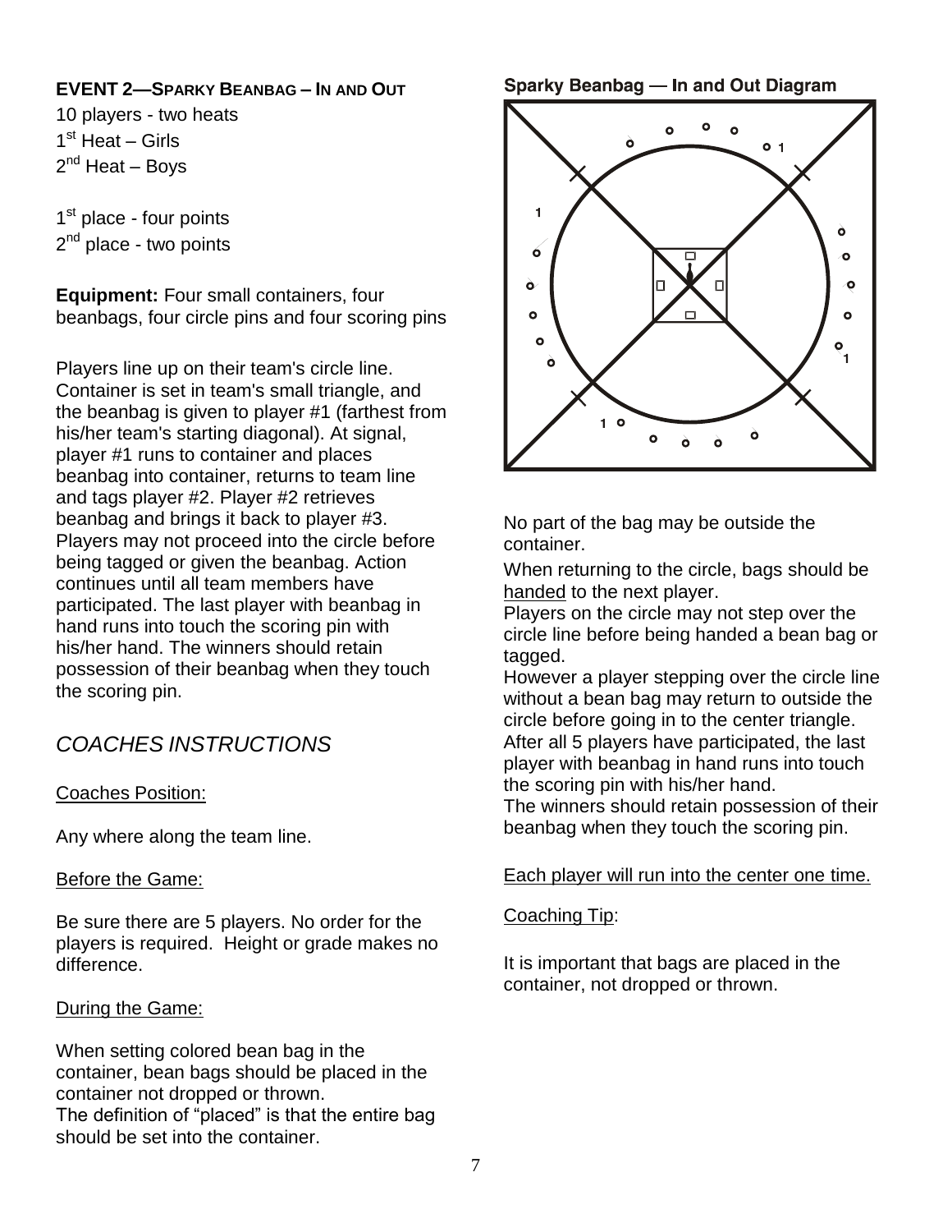## EVENT 2—SPARKY BEANBAG – IN AND OUT

10 players - two heats
1st Heat – Girls
2nd Heat – Boys

1st place - four points
2nd place - two points

**Equipment:** Four small containers, four beanbags, four circle pins and four scoring pins

Players line up on their team's circle line. Container is set in team's small triangle, and the beanbag is given to player #1 (farthest from his/her team's starting diagonal). At signal, player #1 runs to container and places beanbag into container, returns to team line and tags player #2. Player #2 retrieves beanbag and brings it back to player #3. Players may not proceed into the circle before being tagged or given the beanbag. Action continues until all team members have participated. The last player with beanbag in hand runs into touch the scoring pin with his/her hand. The winners should retain possession of their beanbag when they touch the scoring pin.

## *COACHES INSTRUCTIONS*

Coaches Position:

Any where along the team line.

Before the Game:

Be sure there are 5 players. No order for the players is required. Height or grade makes no difference.

During the Game:

When setting colored bean bag in the container, bean bags should be placed in the container not dropped or thrown.
The definition of "placed" is that the entire bag should be set into the container.

**Sparky Beanbag — In and Out Diagram**

No part of the bag may be outside the container.

When returning to the circle, bags should be handed to the next player.
Players on the circle may not step over the circle line before being handed a bean bag or tagged.
However a player stepping over the circle line without a bean bag may return to outside the circle before going in to the center triangle.
After all 5 players have participated, the last player with beanbag in hand runs into touch the scoring pin with his/her hand.
The winners should retain possession of their beanbag when they touch the scoring pin.

Each player will run into the center one time.

Coaching Tip:

It is important that bags are placed in the container, not dropped or thrown.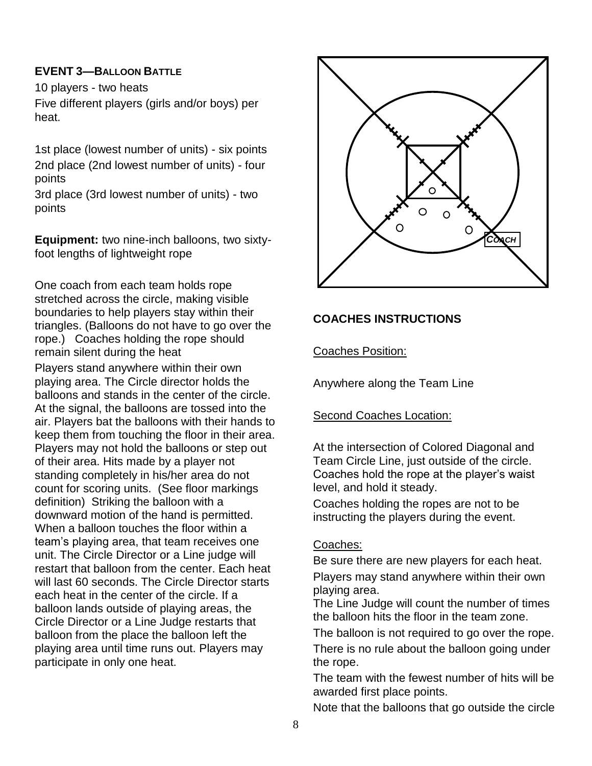### EVENT 3—BALLOON BATTLE

10 players - two heats

Five different players (girls and/or boys) per heat.

1st place (lowest number of units) - six points

2nd place (2nd lowest number of units) - four points

3rd place (3rd lowest number of units) - two points

**Equipment:** two nine-inch balloons, two sixty-foot lengths of lightweight rope

One coach from each team holds rope stretched across the circle, making visible boundaries to help players stay within their triangles. (Balloons do not have to go over the rope.) Coaches holding the rope should remain silent during the heat

Players stand anywhere within their own playing area. The Circle director holds the balloons and stands in the center of the circle. At the signal, the balloons are tossed into the air. Players bat the balloons with their hands to keep them from touching the floor in their area. Players may not hold the balloons or step out of their area. Hits made by a player not standing completely in his/her area do not count for scoring units. (See floor markings definition) Striking the balloon with a downward motion of the hand is permitted. When a balloon touches the floor within a team's playing area, that team receives one unit. The Circle Director or a Line judge will restart that balloon from the center. Each heat will last 60 seconds. The Circle Director starts each heat in the center of the circle. If a balloon lands outside of playing areas, the Circle Director or a Line Judge restarts that balloon from the place the balloon left the playing area until time runs out. Players may participate in only one heat.

COACH

### COACHES INSTRUCTIONS

Coaches Position:

Anywhere along the Team Line

Second Coaches Location:

At the intersection of Colored Diagonal and Team Circle Line, just outside of the circle. Coaches hold the rope at the player's waist level, and hold it steady.

Coaches holding the ropes are not to be instructing the players during the event.

Coaches:

Be sure there are new players for each heat.

Players may stand anywhere within their own playing area.

The Line Judge will count the number of times the balloon hits the floor in the team zone.

The balloon is not required to go over the rope.

There is no rule about the balloon going under the rope.

The team with the fewest number of hits will be awarded first place points.

Note that the balloons that go outside the circle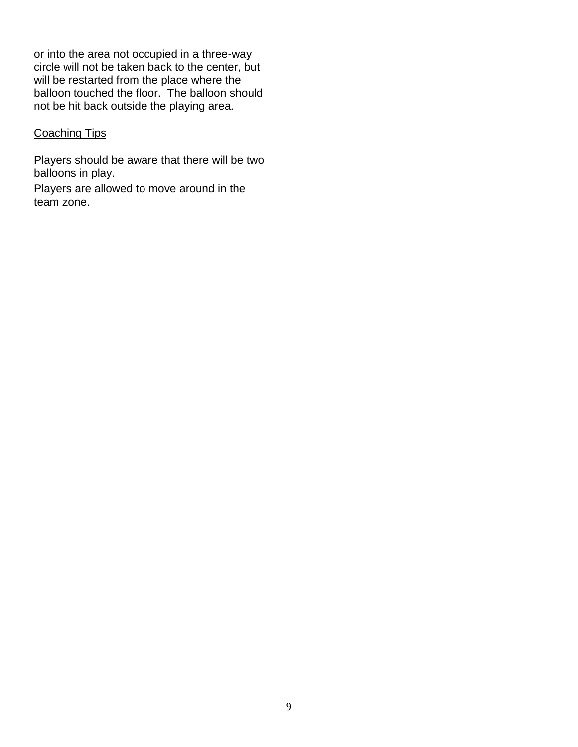or into the area not occupied in a three-way circle will not be taken back to the center, but will be restarted from the place where the balloon touched the floor.  The balloon should not be hit back outside the playing area.

<u>Coaching Tips</u>

Players should be aware that there will be two balloons in play.

Players are allowed to move around in the team zone.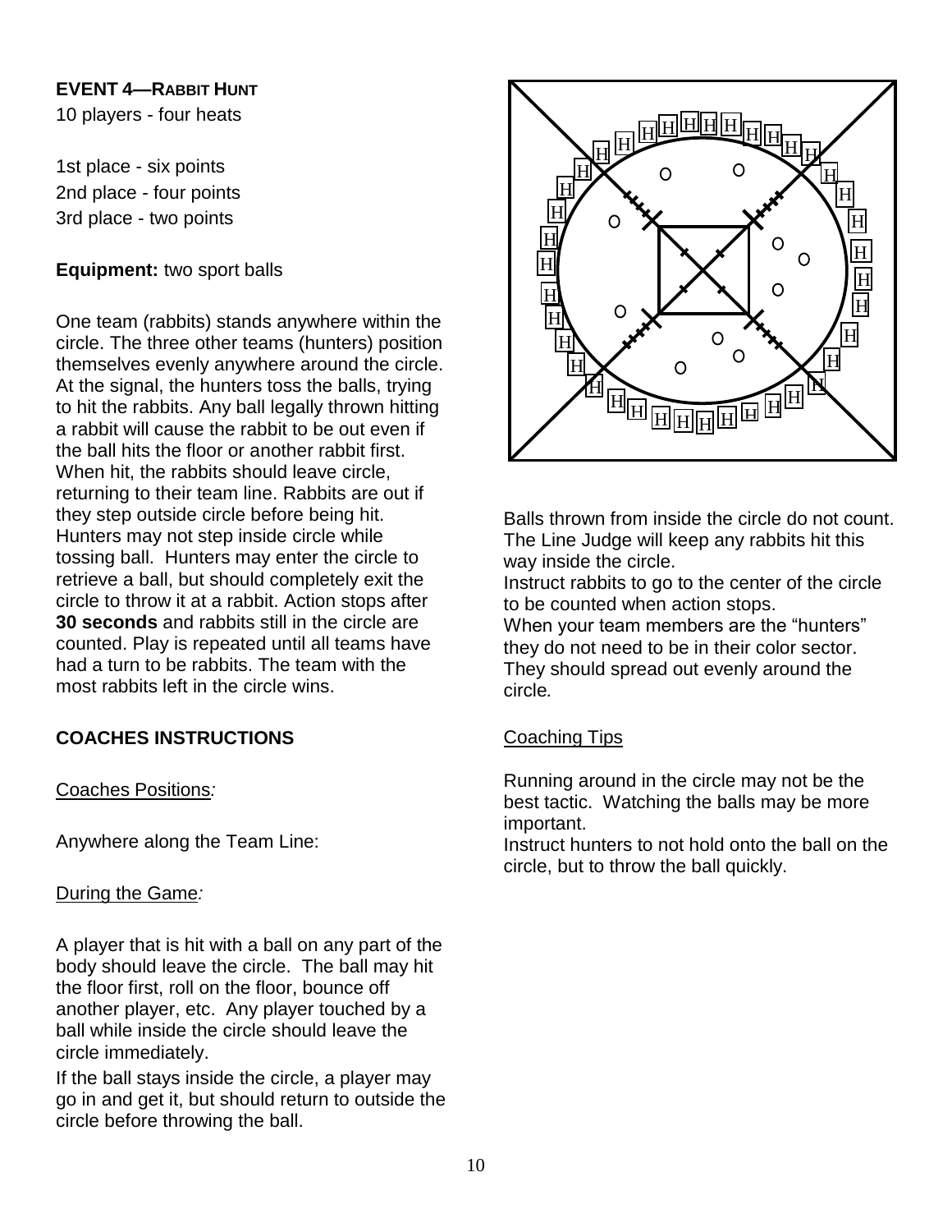**EVENT 4—RABBIT HUNT**

10 players - four heats

1st place - six points
2nd place - four points
3rd place - two points

**Equipment:** two sport balls

One team (rabbits) stands anywhere within the circle. The three other teams (hunters) position themselves evenly anywhere around the circle. At the signal, the hunters toss the balls, trying to hit the rabbits. Any ball legally thrown hitting a rabbit will cause the rabbit to be out even if the ball hits the floor or another rabbit first. When hit, the rabbits should leave circle, returning to their team line. Rabbits are out if they step outside circle before being hit. Hunters may not step inside circle while tossing ball. Hunters may enter the circle to retrieve a ball, but should completely exit the circle to throw it at a rabbit. Action stops after **30 seconds** and rabbits still in the circle are counted. Play is repeated until all teams have had a turn to be rabbits. The team with the most rabbits left in the circle wins.

## COACHES INSTRUCTIONS

Coaches Positions*:*

Anywhere along the Team Line:

During the Game*:*

A player that is hit with a ball on any part of the body should leave the circle. The ball may hit the floor first, roll on the floor, bounce off another player, etc. Any player touched by a ball while inside the circle should leave the circle immediately.

If the ball stays inside the circle, a player may go in and get it, but should return to outside the circle before throwing the ball.

Balls thrown from inside the circle do not count. The Line Judge will keep any rabbits hit this way inside the circle.

Instruct rabbits to go to the center of the circle to be counted when action stops.

When your team members are the "hunters" they do not need to be in their color sector. They should spread out evenly around the circle*.*

Coaching Tips

Running around in the circle may not be the best tactic. Watching the balls may be more important.

Instruct hunters to not hold onto the ball on the circle, but to throw the ball quickly.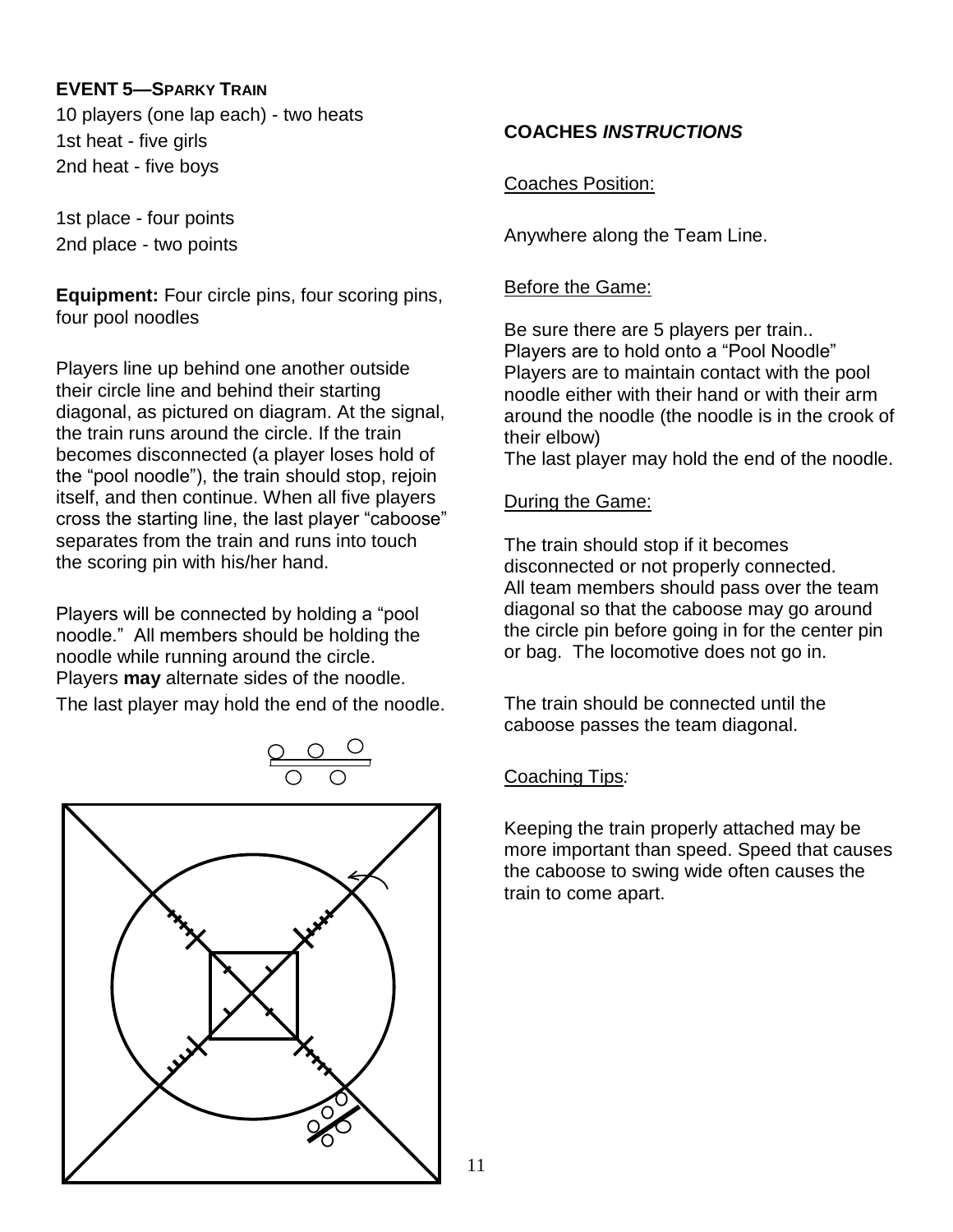**EVENT 5—SPARKY TRAIN**

10 players (one lap each) - two heats
1st heat - five girls
2nd heat - five boys

1st place - four points
2nd place - two points

**Equipment:** Four circle pins, four scoring pins, four pool noodles

Players line up behind one another outside their circle line and behind their starting diagonal, as pictured on diagram. At the signal, the train runs around the circle. If the train becomes disconnected (a player loses hold of the "pool noodle"), the train should stop, rejoin itself, and then continue. When all five players cross the starting line, the last player "caboose" separates from the train and runs into touch the scoring pin with his/her hand.

Players will be connected by holding a "pool noodle." All members should be holding the noodle while running around the circle. Players **may** alternate sides of the noodle. The last player may hold the end of the noodle.

**COACHES *INSTRUCTIONS***

Coaches Position:

Anywhere along the Team Line.

Before the Game:

Be sure there are 5 players per train..
Players are to hold onto a "Pool Noodle"
Players are to maintain contact with the pool noodle either with their hand or with their arm around the noodle (the noodle is in the crook of their elbow)
The last player may hold the end of the noodle.

During the Game:

The train should stop if it becomes disconnected or not properly connected.
All team members should pass over the team diagonal so that the caboose may go around the circle pin before going in for the center pin or bag. The locomotive does not go in.

The train should be connected until the caboose passes the team diagonal.

Coaching Tips*:*

Keeping the train properly attached may be more important than speed. Speed that causes the caboose to swing wide often causes the train to come apart.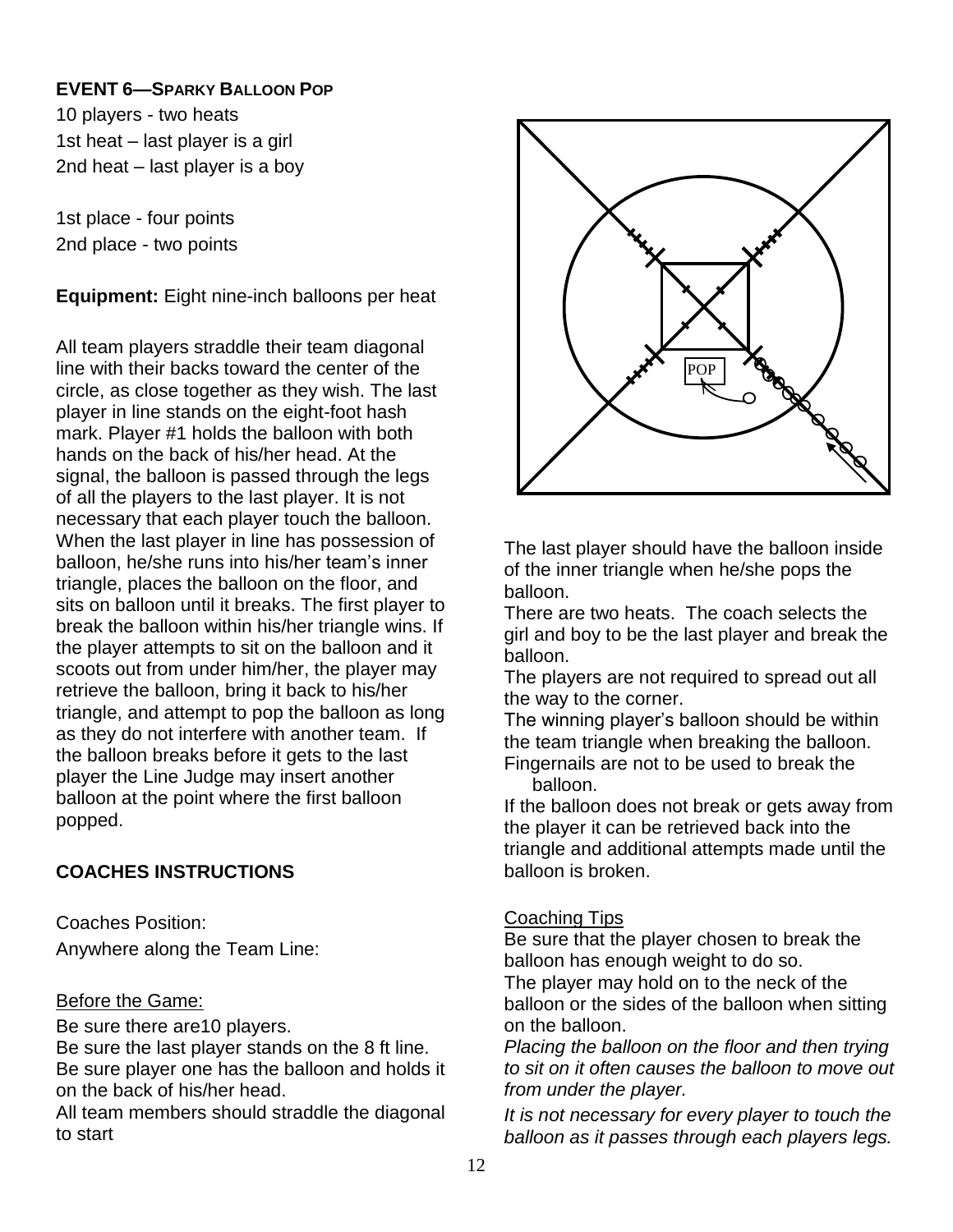### EVENT 6—SPARKY BALLOON POP

10 players - two heats
1st heat – last player is a girl
2nd heat – last player is a boy

1st place - four points
2nd place - two points

**Equipment:** Eight nine-inch balloons per heat

All team players straddle their team diagonal line with their backs toward the center of the circle, as close together as they wish. The last player in line stands on the eight-foot hash mark. Player #1 holds the balloon with both hands on the back of his/her head. At the signal, the balloon is passed through the legs of all the players to the last player. It is not necessary that each player touch the balloon. When the last player in line has possession of balloon, he/she runs into his/her team's inner triangle, places the balloon on the floor, and sits on balloon until it breaks. The first player to break the balloon within his/her triangle wins. If the player attempts to sit on the balloon and it scoots out from under him/her, the player may retrieve the balloon, bring it back to his/her triangle, and attempt to pop the balloon as long as they do not interfere with another team. If the balloon breaks before it gets to the last player the Line Judge may insert another balloon at the point where the first balloon popped.

### COACHES INSTRUCTIONS

Coaches Position:
Anywhere along the Team Line:

Before the Game:

Be sure there are10 players.
Be sure the last player stands on the 8 ft line.
Be sure player one has the balloon and holds it on the back of his/her head.
All team members should straddle the diagonal to start

POP

The last player should have the balloon inside of the inner triangle when he/she pops the balloon.
There are two heats. The coach selects the girl and boy to be the last player and break the balloon.
The players are not required to spread out all the way to the corner.
The winning player's balloon should be within the team triangle when breaking the balloon.
Fingernails are not to be used to break the balloon.
If the balloon does not break or gets away from the player it can be retrieved back into the triangle and additional attempts made until the balloon is broken.

Coaching Tips

Be sure that the player chosen to break the balloon has enough weight to do so.
The player may hold on to the neck of the balloon or the sides of the balloon when sitting on the balloon.
*Placing the balloon on the floor and then trying to sit on it often causes the balloon to move out from under the player.*
*It is not necessary for every player to touch the balloon as it passes through each players legs.*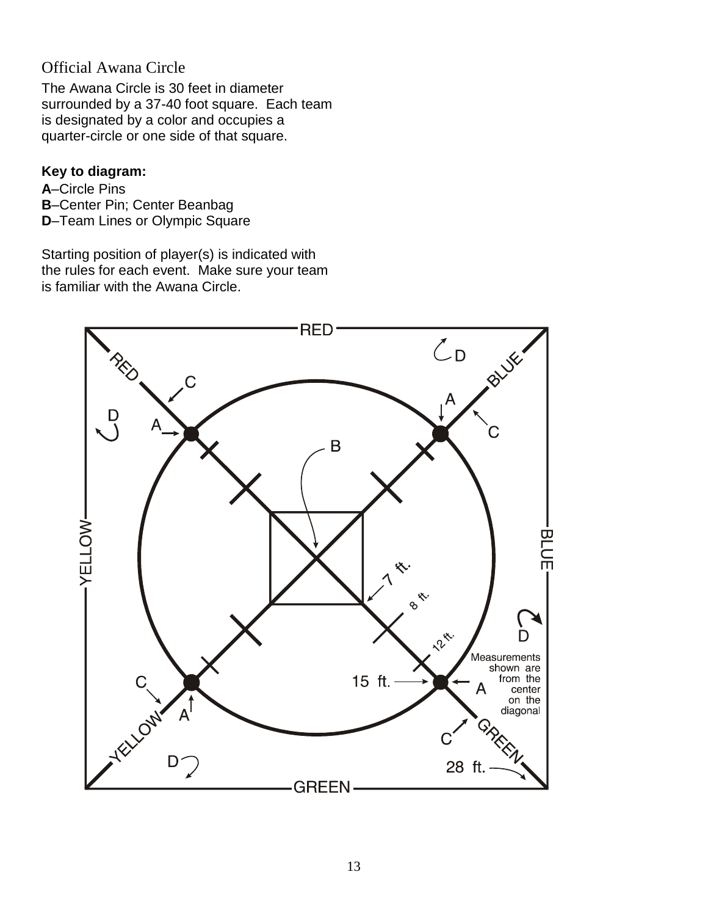## Official Awana Circle

The Awana Circle is 30 feet in diameter surrounded by a 37-40 foot square. Each team is designated by a color and occupies a quarter-circle or one side of that square.

**Key to diagram:**

**A**–Circle Pins
**B**–Center Pin; Center Beanbag
**D**–Team Lines or Olympic Square

Starting position of player(s) is indicated with the rules for each event. Make sure your team is familiar with the Awana Circle.

RED
BLUE
GREEN
YELLOW
RED
BLUE
GREEN
YELLOW
A
B
C
D
7 ft.
8 ft.
12 ft.
15 ft.
28 ft.
Measurements shown are from the center on the diagonal